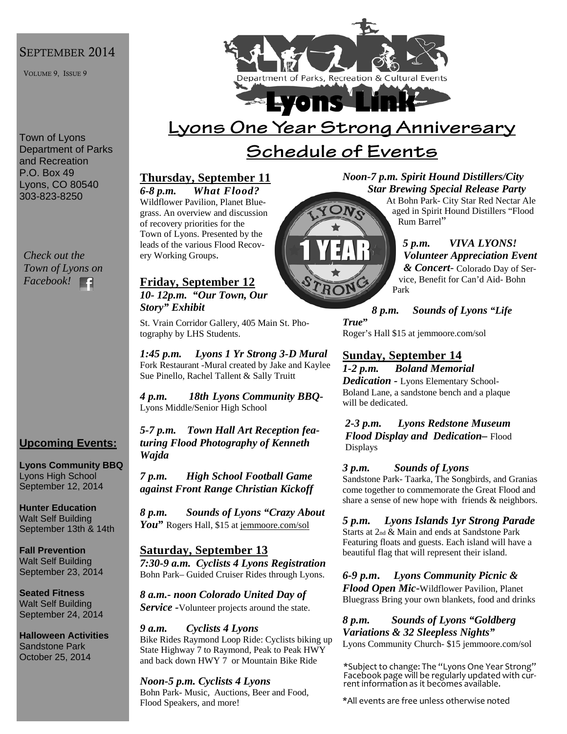SEPTEMBER 2014

VOLUME 9, ISSUE 9

Town of Lyons
Department of Parks and Recreation
P.O. Box 49
Lyons, CO 80540
303-823-8250

*Check out the Town of Lyons on Facebook!*

**Upcoming Events:**

**Lyons Community BBQ**
Lyons High School
September 12, 2014

**Hunter Education**
Walt Self Building
September 13th & 14th

**Fall Prevention**
Walt Self Building
September 23, 2014

**Seated Fitness**
Walt Self Building
September 24, 2014

**Halloween Activities**
Sandstone Park
October 25, 2014

Department of Parks, Recreation & Cultural Events

# Lyons Link

## Lyons One Year Strong Anniversary

## Schedule of Events

### Thursday, September 11

***6-8 p.m. What Flood?***
Wildflower Pavilion, Planet Bluegrass. An overview and discussion of recovery priorities for the Town of Lyons. Presented by the leads of the various Flood Recovery Working Groups.

### Friday, September 12

***10- 12p.m. "Our Town, Our Story" Exhibit***
St. Vrain Corridor Gallery, 405 Main St. Photography by LHS Students.

***1:45 p.m. Lyons 1 Yr Strong 3-D Mural***
Fork Restaurant -Mural created by Jake and Kaylee Sue Pinello, Rachel Tallent & Sally Truitt

***4 p.m. 18th Lyons Community BBQ-***
Lyons Middle/Senior High School

***5-7 p.m. Town Hall Art Reception featuring Flood Photography of Kenneth Wajda***

***7 p.m. High School Football Game against Front Range Christian Kickoff***

***8 p.m. Sounds of Lyons "Crazy About You"*** Rogers Hall, $15 at jemmoore.com/sol

### Saturday, September 13

***7:30-9 a.m. Cyclists 4 Lyons Registration***
Bohn Park– Guided Cruiser Rides through Lyons.

***8 a.m.- noon Colorado United Day of Service -***Volunteer projects around the state.

***9 a.m. Cyclists 4 Lyons***
Bike Rides Raymond Loop Ride: Cyclists biking up State Highway 7 to Raymond, Peak to Peak HWY and back down HWY 7 or Mountain Bike Ride

***Noon-5 p.m. Cyclists 4 Lyons***
Bohn Park- Music, Auctions, Beer and Food, Flood Speakers, and more!

***Noon-7 p.m. Spirit Hound Distillers/City Star Brewing Special Release Party***
At Bohn Park- City Star Red Nectar Ale aged in Spirit Hound Distillers "Flood Rum Barrel"

***5 p.m. VIVA LYONS! Volunteer Appreciation Event & Concert-*** Colorado Day of Service, Benefit for Can'd Aid- Bohn Park

***8 p.m. Sounds of Lyons "Life True"***
Roger's Hall $15 at jemmoore.com/sol

### Sunday, September 14

***1-2 p.m. Boland Memorial Dedication -*** Lyons Elementary School- Boland Lane, a sandstone bench and a plaque will be dedicated.

***2-3 p.m. Lyons Redstone Museum Flood Display and Dedication–*** Flood Displays

***3 p.m. Sounds of Lyons***
Sandstone Park- Taarka, The Songbirds, and Granias come together to commemorate the Great Flood and share a sense of new hope with friends & neighbors.

***5 p.m. Lyons Islands 1yr Strong Parade***
Starts at 2nd & Main and ends at Sandstone Park Featuring floats and guests. Each island will have a beautiful flag that will represent their island.

***6-9 p.m. Lyons Community Picnic & Flood Open Mic-***Wildflower Pavilion, Planet Bluegrass Bring your own blankets, food and drinks

***8 p.m. Sounds of Lyons "Goldberg Variations & 32 Sleepless Nights"***
Lyons Community Church- $15 jemmoore.com/sol

*Subject to change: The "Lyons One Year Strong" Facebook page will be regularly updated with current information as it becomes available.

*All events are free unless otherwise noted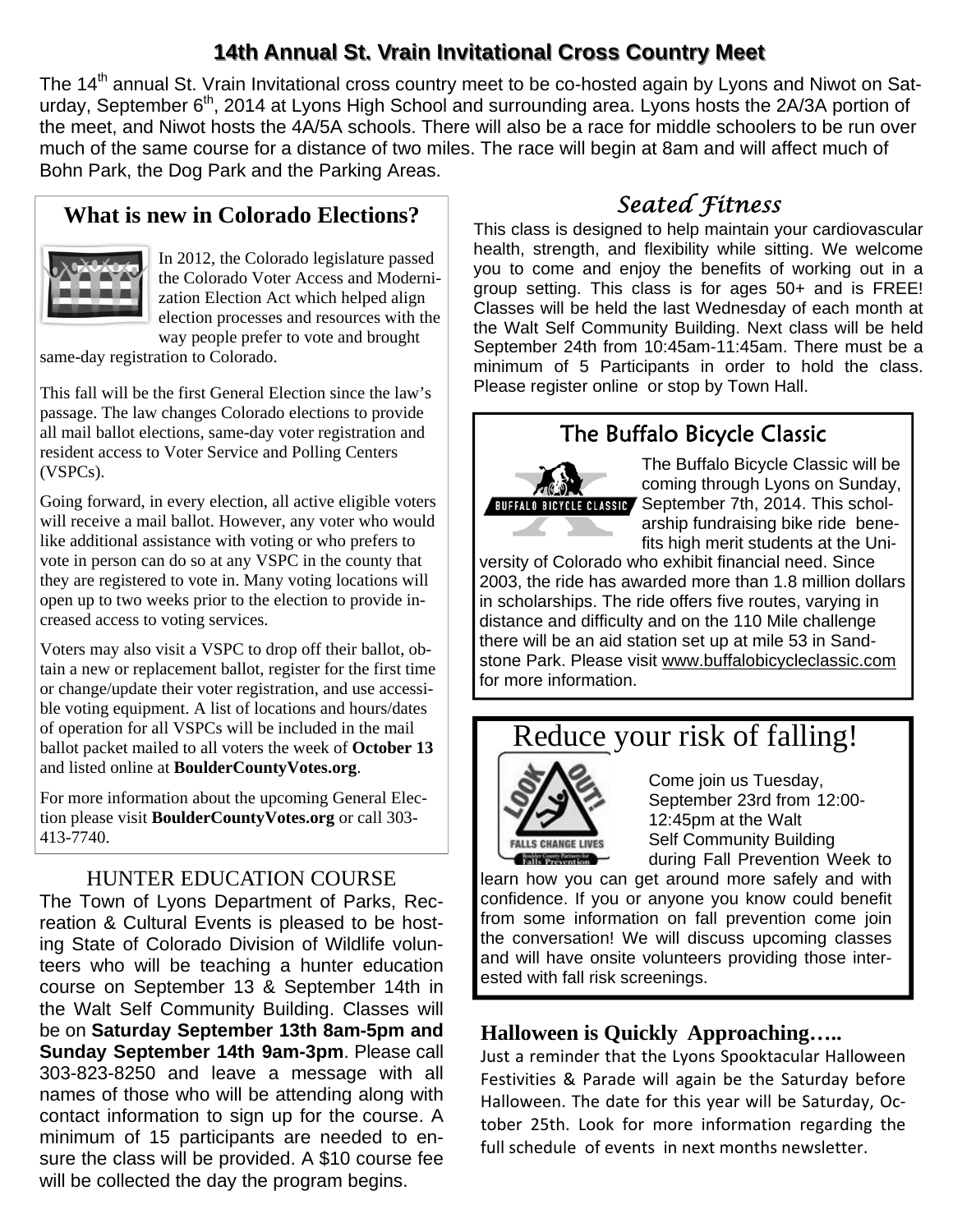## 14th Annual St. Vrain Invitational Cross Country Meet

The 14th annual St. Vrain Invitational cross country meet to be co-hosted again by Lyons and Niwot on Saturday, September 6th, 2014 at Lyons High School and surrounding area. Lyons hosts the 2A/3A portion of the meet, and Niwot hosts the 4A/5A schools. There will also be a race for middle schoolers to be run over much of the same course for a distance of two miles. The race will begin at 8am and will affect much of Bohn Park, the Dog Park and the Parking Areas.

## What is new in Colorado Elections?

In 2012, the Colorado legislature passed the Colorado Voter Access and Modernization Election Act which helped align election processes and resources with the way people prefer to vote and brought same-day registration to Colorado.

This fall will be the first General Election since the law's passage. The law changes Colorado elections to provide all mail ballot elections, same-day voter registration and resident access to Voter Service and Polling Centers (VSPCs).

Going forward, in every election, all active eligible voters will receive a mail ballot. However, any voter who would like additional assistance with voting or who prefers to vote in person can do so at any VSPC in the county that they are registered to vote in. Many voting locations will open up to two weeks prior to the election to provide increased access to voting services.

Voters may also visit a VSPC to drop off their ballot, obtain a new or replacement ballot, register for the first time or change/update their voter registration, and use accessible voting equipment. A list of locations and hours/dates of operation for all VSPCs will be included in the mail ballot packet mailed to all voters the week of **October 13** and listed online at **BoulderCountyVotes.org**.

For more information about the upcoming General Election please visit **BoulderCountyVotes.org** or call 303-413-7740.

## HUNTER EDUCATION COURSE

The Town of Lyons Department of Parks, Recreation & Cultural Events is pleased to be hosting State of Colorado Division of Wildlife volunteers who will be teaching a hunter education course on September 13 & September 14th in the Walt Self Community Building. Classes will be on **Saturday September 13th 8am-5pm and Sunday September 14th 9am-3pm**. Please call 303-823-8250 and leave a message with all names of those who will be attending along with contact information to sign up for the course. A minimum of 15 participants are needed to ensure the class will be provided. A $10 course fee will be collected the day the program begins.

## *Seated Fitness*

This class is designed to help maintain your cardiovascular health, strength, and flexibility while sitting. We welcome you to come and enjoy the benefits of working out in a group setting. This class is for ages 50+ and is FREE! Classes will be held the last Wednesday of each month at the Walt Self Community Building. Next class will be held September 24th from 10:45am-11:45am. There must be a minimum of 5 Participants in order to hold the class. Please register online or stop by Town Hall.

## The Buffalo Bicycle Classic

The Buffalo Bicycle Classic will be coming through Lyons on Sunday, September 7th, 2014. This scholarship fundraising bike ride benefits high merit students at the University of Colorado who exhibit financial need. Since 2003, the ride has awarded more than 1.8 million dollars in scholarships. The ride offers five routes, varying in distance and difficulty and on the 110 Mile challenge there will be an aid station set up at mile 53 in Sandstone Park. Please visit www.buffalobicycleclassic.com for more information.

## Reduce your risk of falling!

Come join us Tuesday, September 23rd from 12:00-12:45pm at the Walt Self Community Building during Fall Prevention Week to learn how you can get around more safely and with confidence. If you or anyone you know could benefit from some information on fall prevention come join the conversation! We will discuss upcoming classes and will have onsite volunteers providing those interested with fall risk screenings.

## Halloween is Quickly Approaching…..

Just a reminder that the Lyons Spooktacular Halloween Festivities & Parade will again be the Saturday before Halloween. The date for this year will be Saturday, October 25th. Look for more information regarding the full schedule of events in next months newsletter.